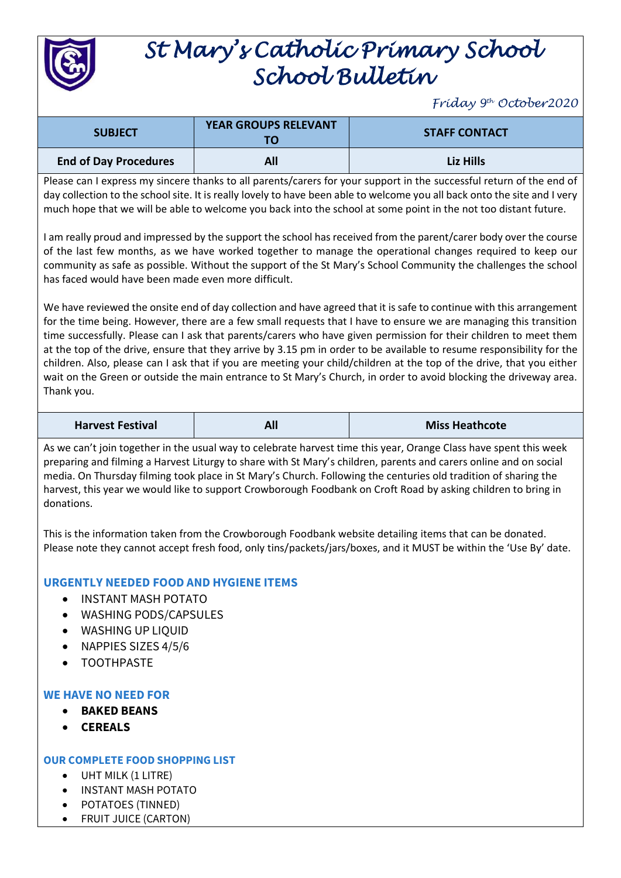# St Mary's Catholic Primary School
# School Bulletin

*Friday 9th October 2020*

| SUBJECT | YEAR GROUPS RELEVANT TO | STAFF CONTACT |
|---|---|---|
| **End of Day Procedures** | **All** | **Liz Hills** |

Please can I express my sincere thanks to all parents/carers for your support in the successful return of the end of day collection to the school site. It is really lovely to have been able to welcome you all back onto the site and I very much hope that we will be able to welcome you back into the school at some point in the not too distant future.

I am really proud and impressed by the support the school has received from the parent/carer body over the course of the last few months, as we have worked together to manage the operational changes required to keep our community as safe as possible. Without the support of the St Mary's School Community the challenges the school has faced would have been made even more difficult.

We have reviewed the onsite end of day collection and have agreed that it is safe to continue with this arrangement for the time being. However, there are a few small requests that I have to ensure we are managing this transition time successfully. Please can I ask that parents/carers who have given permission for their children to meet them at the top of the drive, ensure that they arrive by 3.15 pm in order to be available to resume responsibility for the children. Also, please can I ask that if you are meeting your child/children at the top of the drive, that you either wait on the Green or outside the main entrance to St Mary's Church, in order to avoid blocking the driveway area. Thank you.

| SUBJECT | YEAR GROUPS RELEVANT TO | STAFF CONTACT |
|---|---|---|
| **Harvest Festival** | **All** | **Miss Heathcote** |

As we can't join together in the usual way to celebrate harvest time this year, Orange Class have spent this week preparing and filming a Harvest Liturgy to share with St Mary's children, parents and carers online and on social media. On Thursday filming took place in St Mary's Church. Following the centuries old tradition of sharing the harvest, this year we would like to support Crowborough Foodbank on Croft Road by asking children to bring in donations.

This is the information taken from the Crowborough Foodbank website detailing items that can be donated. Please note they cannot accept fresh food, only tins/packets/jars/boxes, and it MUST be within the 'Use By' date.

### URGENTLY NEEDED FOOD AND HYGIENE ITEMS

- INSTANT MASH POTATO
- WASHING PODS/CAPSULES
- WASHING UP LIQUID
- NAPPIES SIZES 4/5/6
- TOOTHPASTE

### WE HAVE NO NEED FOR

- **BAKED BEANS**
- **CEREALS**

### OUR COMPLETE FOOD SHOPPING LIST

- UHT MILK (1 LITRE)
- INSTANT MASH POTATO
- POTATOES (TINNED)
- FRUIT JUICE (CARTON)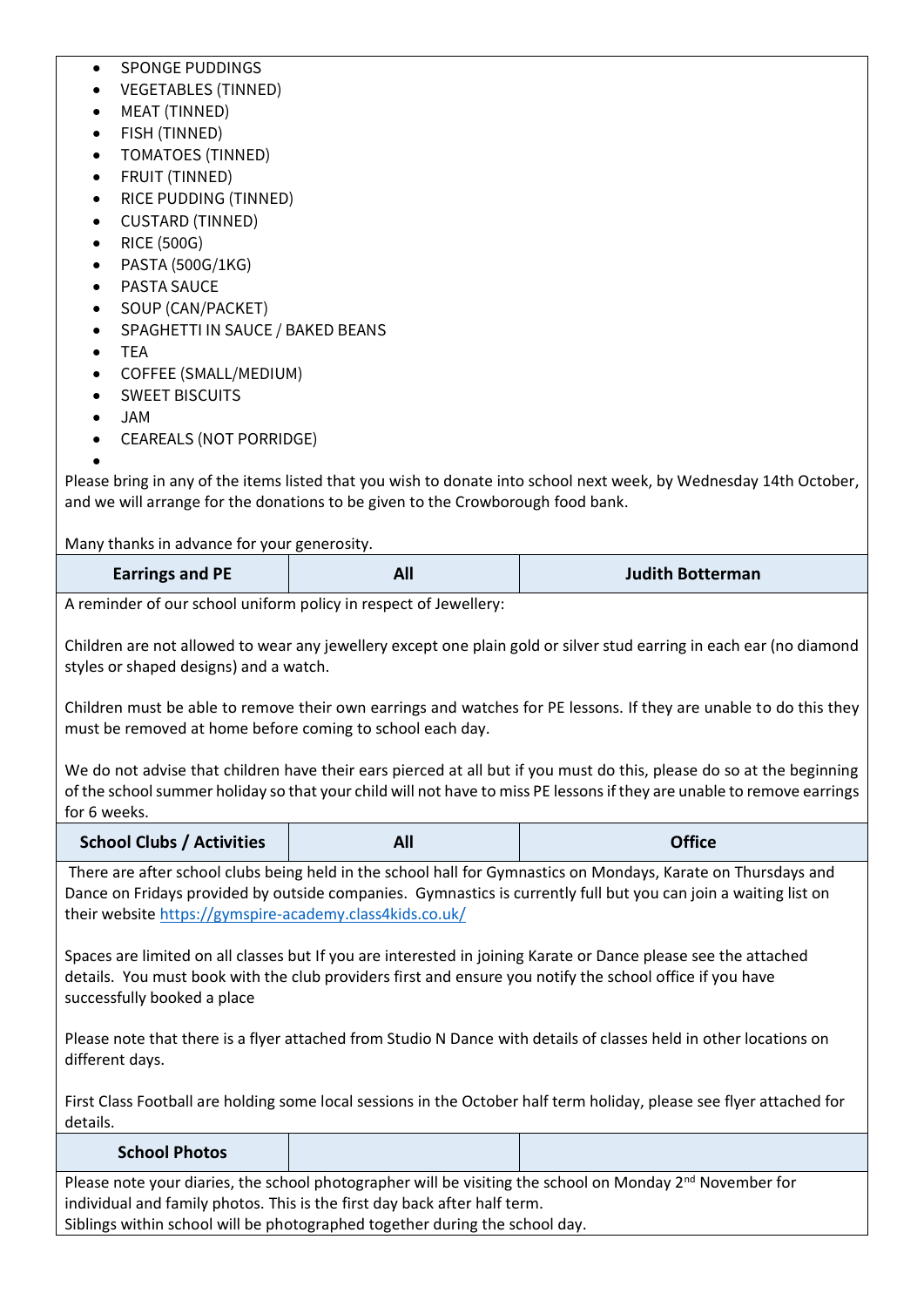- SPONGE PUDDINGS
- VEGETABLES (TINNED)
- MEAT (TINNED)
- FISH (TINNED)
- TOMATOES (TINNED)
- FRUIT (TINNED)
- RICE PUDDING (TINNED)
- CUSTARD (TINNED)
- RICE (500G)
- PASTA (500G/1KG)
- PASTA SAUCE
- SOUP (CAN/PACKET)
- SPAGHETTI IN SAUCE / BAKED BEANS
- TEA
- COFFEE (SMALL/MEDIUM)
- SWEET BISCUITS
- JAM
- CEAREALS (NOT PORRIDGE)

Please bring in any of the items listed that you wish to donate into school next week, by Wednesday 14th October, and we will arrange for the donations to be given to the Crowborough food bank.

Many thanks in advance for your generosity.

| Earrings and PE | All | Judith Botterman |
|---|---|---|

A reminder of our school uniform policy in respect of Jewellery:

Children are not allowed to wear any jewellery except one plain gold or silver stud earring in each ear (no diamond styles or shaped designs) and a watch.

Children must be able to remove their own earrings and watches for PE lessons. If they are unable to do this they must be removed at home before coming to school each day.

We do not advise that children have their ears pierced at all but if you must do this, please do so at the beginning of the school summer holiday so that your child will not have to miss PE lessons if they are unable to remove earrings for 6 weeks.

| School Clubs / Activities | All | Office |
|---|---|---|

There are after school clubs being held in the school hall for Gymnastics on Mondays, Karate on Thursdays and Dance on Fridays provided by outside companies. Gymnastics is currently full but you can join a waiting list on their website https://gymspire-academy.class4kids.co.uk/

Spaces are limited on all classes but If you are interested in joining Karate or Dance please see the attached details. You must book with the club providers first and ensure you notify the school office if you have successfully booked a place

Please note that there is a flyer attached from Studio N Dance with details of classes held in other locations on different days.

First Class Football are holding some local sessions in the October half term holiday, please see flyer attached for details.

| School Photos | | |
|---|---|---|

Please note your diaries, the school photographer will be visiting the school on Monday 2nd November for individual and family photos. This is the first day back after half term.
Siblings within school will be photographed together during the school day.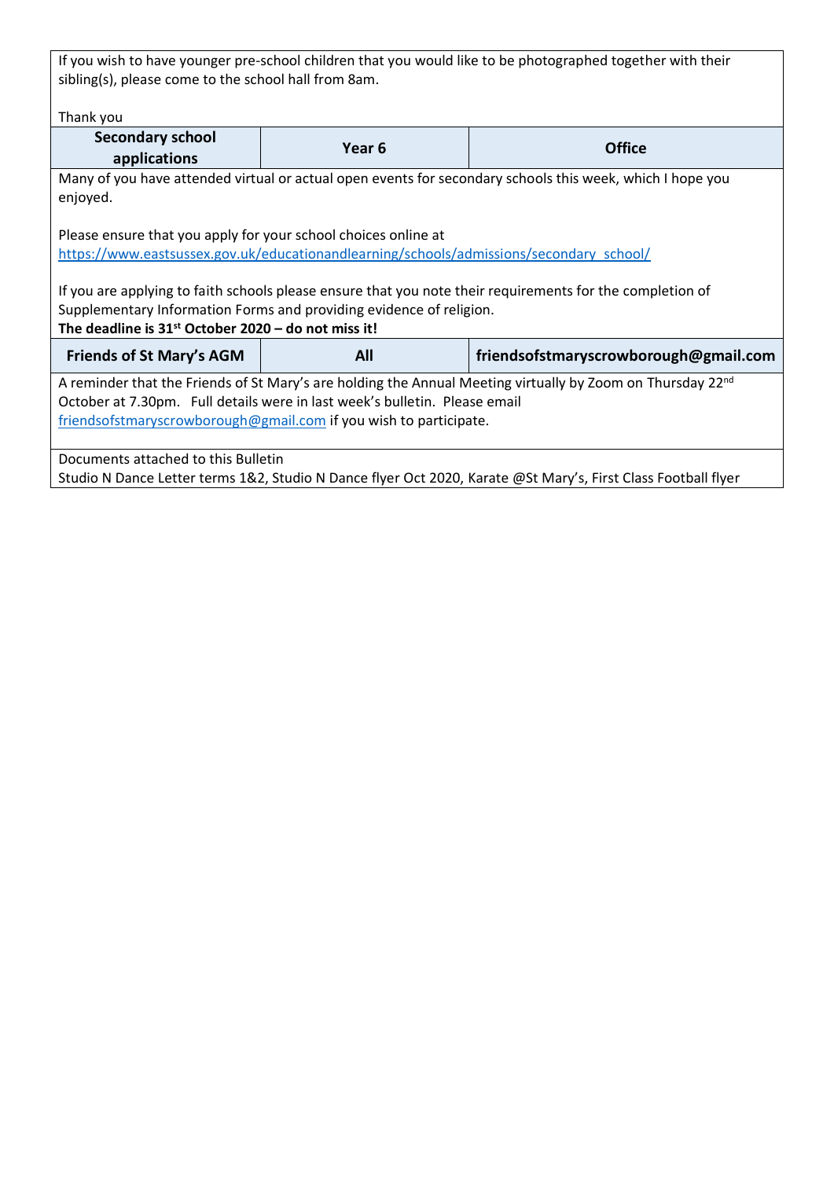If you wish to have younger pre-school children that you would like to be photographed together with their sibling(s), please come to the school hall from 8am.

Thank you

| Secondary school applications | Year 6 | Office |
|---|---|---|

Many of you have attended virtual or actual open events for secondary schools this week, which I hope you enjoyed.

Please ensure that you apply for your school choices online at https://www.eastsussex.gov.uk/educationandlearning/schools/admissions/secondary_school/

If you are applying to faith schools please ensure that you note their requirements for the completion of Supplementary Information Forms and providing evidence of religion.
**The deadline is 31st October 2020 – do not miss it!**

| Friends of St Mary's AGM | All | friendsofstmaryscrowborough@gmail.com |
|---|---|---|

A reminder that the Friends of St Mary's are holding the Annual Meeting virtually by Zoom on Thursday 22nd October at 7.30pm. Full details were in last week's bulletin. Please email friendsofstmaryscrowborough@gmail.com if you wish to participate.

Documents attached to this Bulletin
Studio N Dance Letter terms 1&2, Studio N Dance flyer Oct 2020, Karate @St Mary's, First Class Football flyer